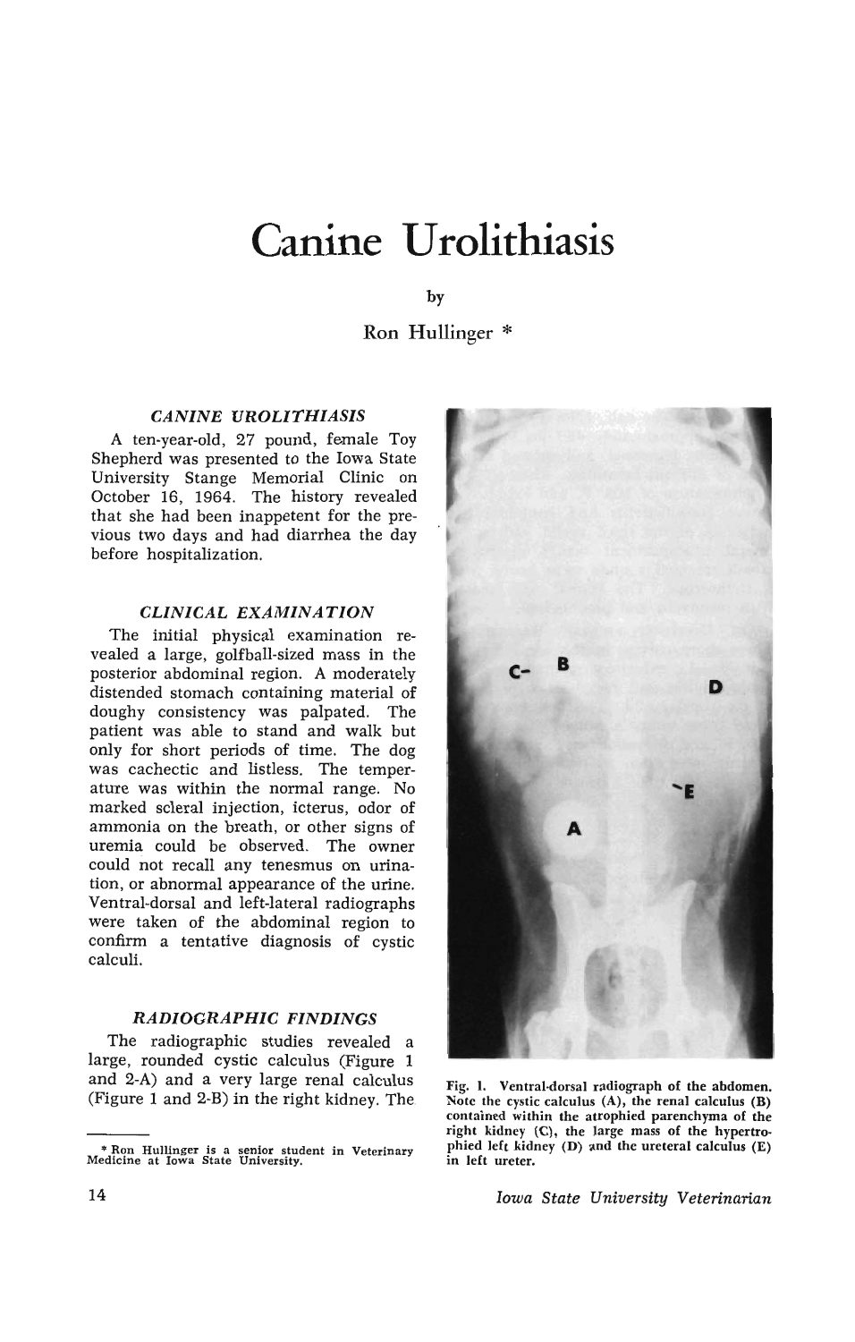# Canine Urolithiasis

by

Ron Hullinger *

### CANINE UROLITHIASIS

A ten-year-old, 27 pound, female Toy Shepherd was presented to the Iowa State University Stange Memorial Clinic on October 16, 1964. The history revealed that she had been inappetent for the previous two days and had diarrhea the day before hospitalization.

### CLINICAL EXAMINATION

The initial physical examination revealed a large, golfball-sized mass in the posterior abdominal region. A moderately distended stomach containing material of doughy consistency was palpated. The patient was able to stand and walk but only for short periods of time. The dog was cachectic and listless. The temperature was within the normal range. No marked scleral injection, icterus, odor of ammonia on the breath, or other signs of uremia could be observed. The owner could not recall any tenesmus on urination, or abnormal appearance of the urine. Ventral-dorsal and left-lateral radiographs were taken of the abdominal region to confirm a tentative diagnosis of cystic calculi.

### RADIOGRAPHIC FINDINGS

The radiographic studies revealed a large, rounded cystic calculus (Figure 1 and 2-A) and a very large renal calculus (Figure 1 and 2-B) in the right kidney. The

Fig. 1. Ventral-dorsal radiograph of the abdomen. Note the cystic calculus (A), the renal calculus (B) contained within the atrophied parenchyma of the right kidney (C), the large mass of the hypertrophied left kidney (D) and the ureteral calculus (E) in left ureter.

---

* Ron Hullinger is a senior student in Veterinary Medicine at Iowa State University.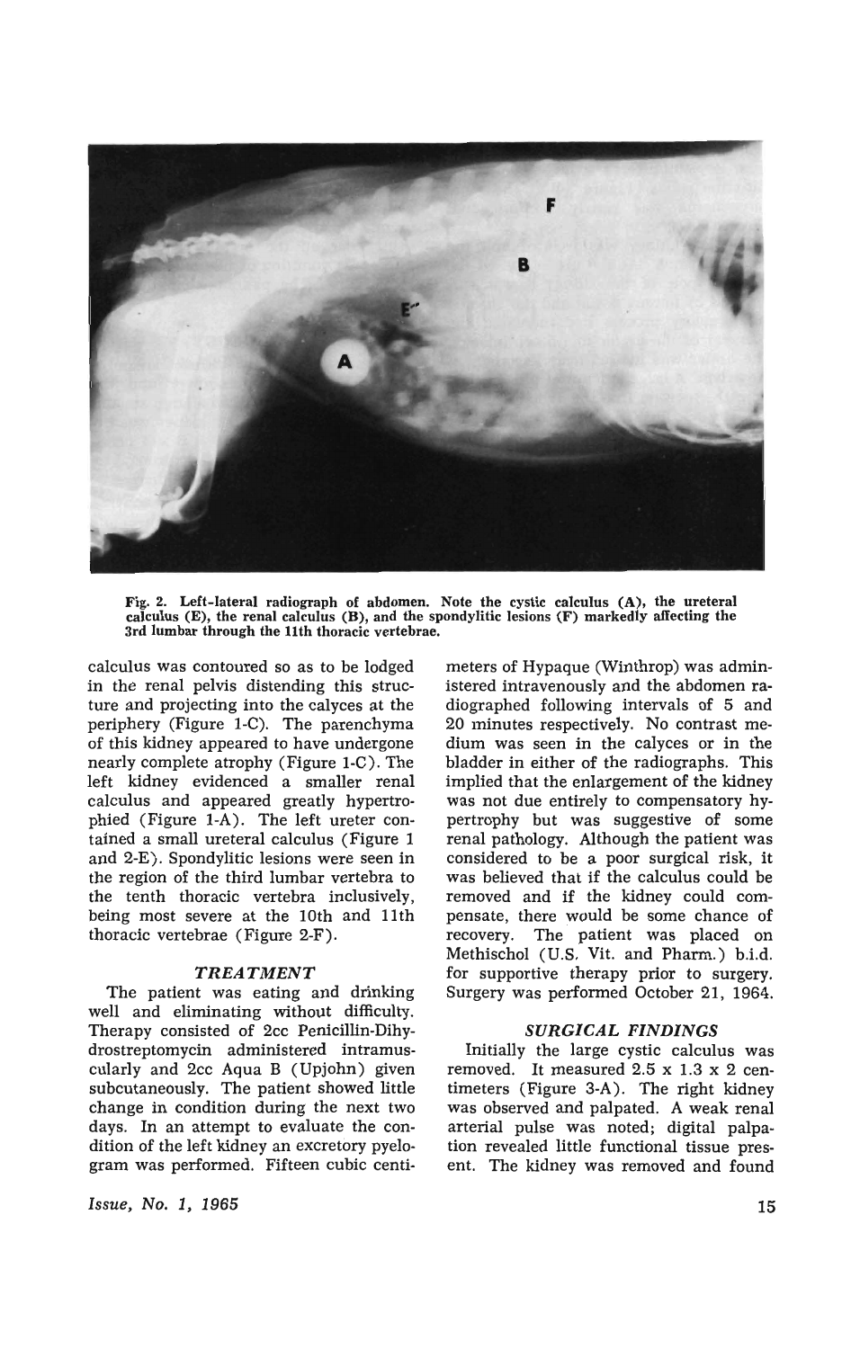Fig. 2. Left-lateral radiograph of abdomen. Note the cystic calculus (A), the ureteral calculus (E), the renal calculus (B), and the spondylitic lesions (F) markedly affecting the 3rd lumbar through the 11th thoracic vertebrae.

calculus was contoured so as to be lodged in the renal pelvis distending this structure and projecting into the calyces at the periphery (Figure 1-C). The parenchyma of this kidney appeared to have undergone nearly complete atrophy (Figure 1-C). The left kidney evidenced a smaller renal calculus and appeared greatly hypertrophied (Figure 1-A). The left ureter contained a small ureteral calculus (Figure 1 and 2-E). Spondylitic lesions were seen in the region of the third lumbar vertebra to the tenth thoracic vertebra inclusively, being most severe at the 10th and 11th thoracic vertebrae (Figure 2-F).

### *TREATMENT*

The patient was eating and drinking well and eliminating without difficulty. Therapy consisted of 2cc Penicillin-Dihydrostreptomycin administered intramuscularly and 2cc Aqua B (Upjohn) given subcutaneously. The patient showed little change in condition during the next two days. In an attempt to evaluate the condition of the left kidney an excretory pyelogram was performed. Fifteen cubic centimeters of Hypaque (Winthrop) was administered intravenously and the abdomen radiographed following intervals of 5 and 20 minutes respectively. No contrast medium was seen in the calyces or in the bladder in either of the radiographs. This implied that the enlargement of the kidney was not due entirely to compensatory hypertrophy but was suggestive of some renal pathology. Although the patient was considered to be a poor surgical risk, it was believed that if the calculus could be removed and if the kidney could compensate, there would be some chance of recovery. The patient was placed on Methischol (U.S. Vit. and Pharm.) b.i.d. for supportive therapy prior to surgery. Surgery was performed October 21, 1964.

### *SURGICAL FINDINGS*

Initially the large cystic calculus was removed. It measured 2.5 x 1.3 x 2 centimeters (Figure 3-A). The right kidney was observed and palpated. A weak renal arterial pulse was noted; digital palpation revealed little functional tissue present. The kidney was removed and found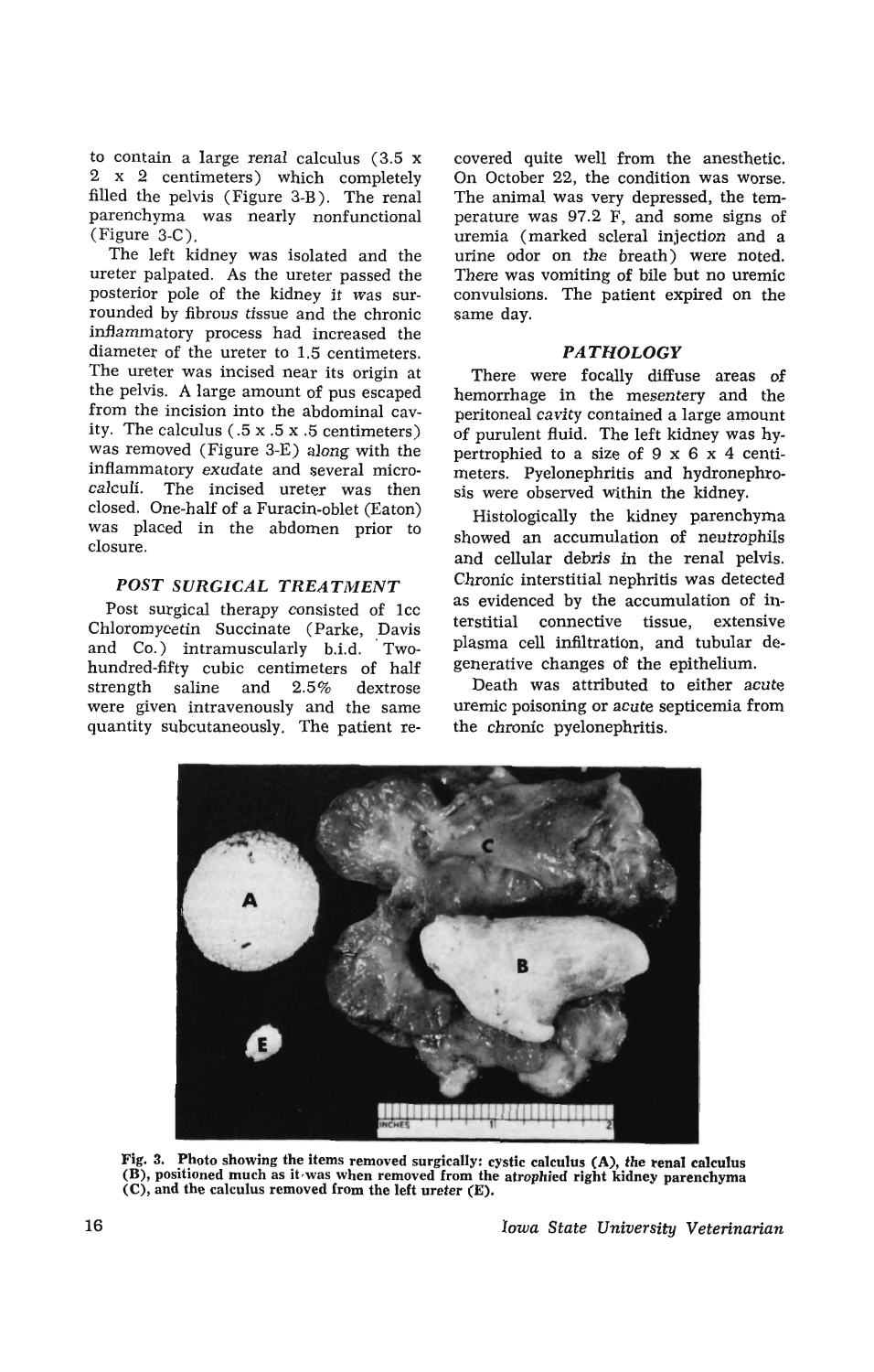to contain a large renal calculus (3.5 x 2 x 2 centimeters) which completely filled the pelvis (Figure 3-B). The renal parenchyma was nearly nonfunctional (Figure 3-C).

The left kidney was isolated and the ureter palpated. As the ureter passed the posterior pole of the kidney it was surrounded by fibrous tissue and the chronic inflammatory process had increased the diameter of the ureter to 1.5 centimeters. The ureter was incised near its origin at the pelvis. A large amount of pus escaped from the incision into the abdominal cavity. The calculus (.5 x .5 x .5 centimeters) was removed (Figure 3-E) along with the inflammatory exudate and several microcalculi. The incised ureter was then closed. One-half of a Furacin-oblet (Eaton) was placed in the abdomen prior to closure.

### POST SURGICAL TREATMENT

Post surgical therapy consisted of 1cc Chloromycetin Succinate (Parke, Davis and Co.) intramuscularly b.i.d. Two-hundred-fifty cubic centimeters of half strength saline and 2.5% dextrose were given intravenously and the same quantity subcutaneously. The patient recovered quite well from the anesthetic. On October 22, the condition was worse. The animal was very depressed, the temperature was 97.2 F, and some signs of uremia (marked scleral injection and a urine odor on the breath) were noted. There was vomiting of bile but no uremic convulsions. The patient expired on the same day.

### PATHOLOGY

There were focally diffuse areas of hemorrhage in the mesentery and the peritoneal cavity contained a large amount of purulent fluid. The left kidney was hypertrophied to a size of 9 x 6 x 4 centimeters. Pyelonephritis and hydronephrosis were observed within the kidney.

Histologically the kidney parenchyma showed an accumulation of neutrophils and cellular debris in the renal pelvis. Chronic interstitial nephritis was detected as evidenced by the accumulation of interstitial connective tissue, extensive plasma cell infiltration, and tubular degenerative changes of the epithelium.

Death was attributed to either acute uremic poisoning or acute septicemia from the chronic pyelonephritis.

A

B

C

E

INCHES 1 2

**Fig. 3.** Photo showing the items removed surgically: cystic calculus (A), the renal calculus (B), positioned much as it was when removed from the atrophied right kidney parenchyma (C), and the calculus removed from the left ureter (E).